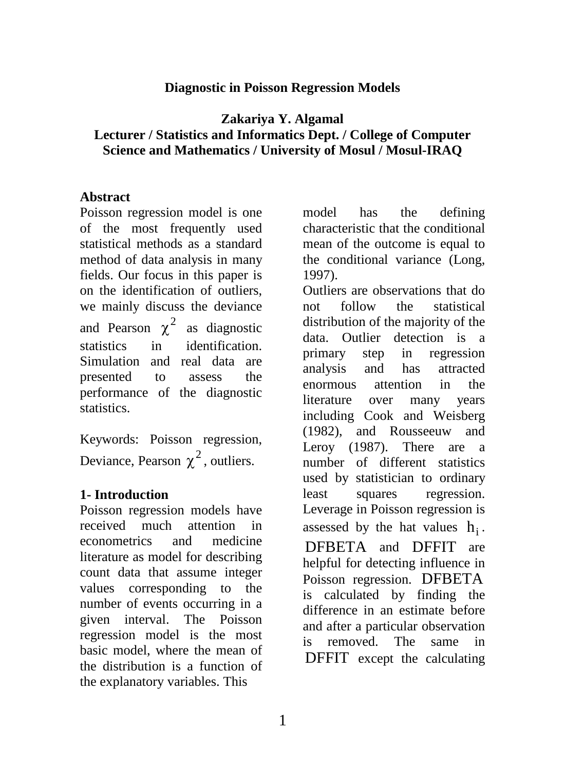# Diagnostic in Poisson Regression Models

**Zakariya Y. Algamal**
**Lecturer / Statistics and Informatics Dept. / College of Computer Science and Mathematics / University of Mosul / Mosul-IRAQ**

## Abstract

Poisson regression model is one of the most frequently used statistical methods as a standard method of data analysis in many fields. Our focus in this paper is on the identification of outliers, we mainly discuss the deviance and Pearson $\chi^2$ as diagnostic statistics in identification. Simulation and real data are presented to assess the performance of the diagnostic statistics.

Keywords: Poisson regression, Deviance, Pearson $\chi^2$, outliers.

## 1- Introduction

Poisson regression models have received much attention in econometrics and medicine literature as model for describing count data that assume integer values corresponding to the number of events occurring in a given interval. The Poisson regression model is the most basic model, where the mean of the distribution is a function of the explanatory variables. This model has the defining characteristic that the conditional mean of the outcome is equal to the conditional variance (Long, 1997).

Outliers are observations that do not follow the statistical distribution of the majority of the data. Outlier detection is a primary step in regression analysis and has attracted enormous attention in the literature over many years including Cook and Weisberg (1982), and Rousseeuw and Leroy (1987). There are a number of different statistics used by statistician to ordinary least squares regression. Leverage in Poisson regression is assessed by the hat values $h_i$. DFBETA and DFFIT are helpful for detecting influence in Poisson regression. DFBETA is calculated by finding the difference in an estimate before and after a particular observation is removed. The same in DFFIT except the calculating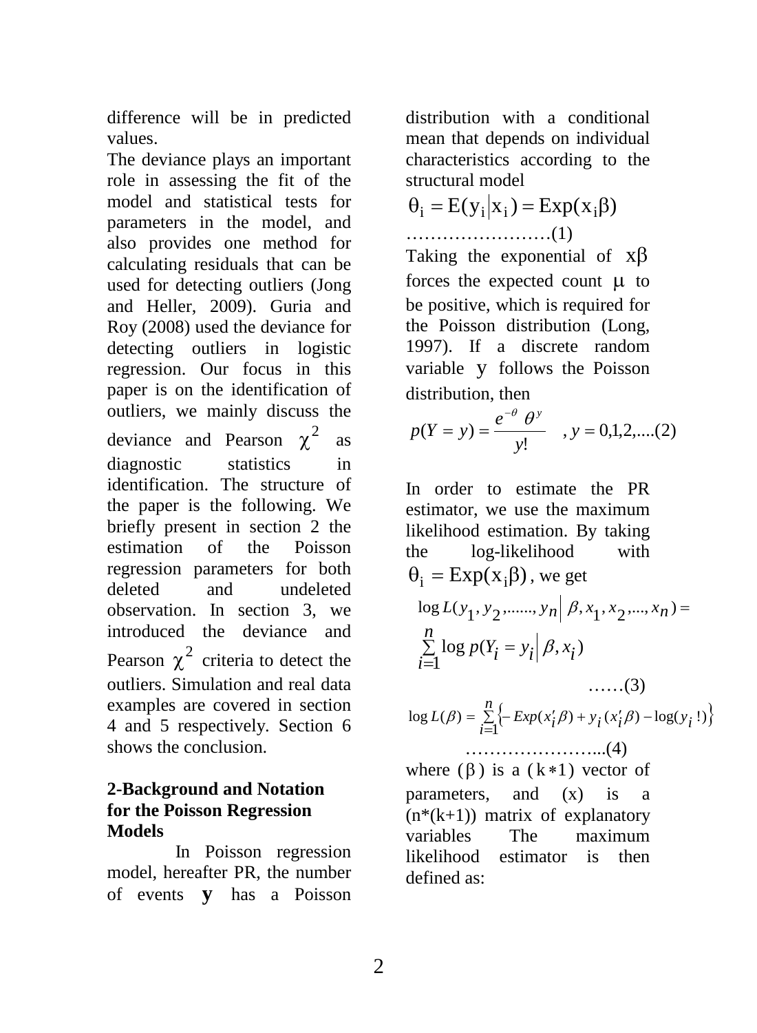difference will be in predicted values.

The deviance plays an important role in assessing the fit of the model and statistical tests for parameters in the model, and also provides one method for calculating residuals that can be used for detecting outliers (Jong and Heller, 2009). Guria and Roy (2008) used the deviance for detecting outliers in logistic regression. Our focus in this paper is on the identification of outliers, we mainly discuss the deviance and Pearson $\chi^2$ as diagnostic statistics in identification. The structure of the paper is the following. We briefly present in section 2 the estimation of the Poisson regression parameters for both deleted and undeleted observation. In section 3, we introduced the deviance and Pearson $\chi^2$ criteria to detect the outliers. Simulation and real data examples are covered in section 4 and 5 respectively. Section 6 shows the conclusion.

## 2-Background and Notation for the Poisson Regression Models

In Poisson regression model, hereafter PR, the number of events $\mathbf{y}$ has a Poisson distribution with a conditional mean that depends on individual characteristics according to the structural model

$$\theta_i = E(y_i | x_i) = Exp(x_i\beta) \quad \text{……………………(1)}$$

Taking the exponential of $x\beta$ forces the expected count $\mu$ to be positive, which is required for the Poisson distribution (Long, 1997). If a discrete random variable $y$ follows the Poisson distribution, then

$$p(Y = y) = \frac{e^{-\theta}\ \theta^{y}}{y!} \quad , y = 0,1,2,....(2)$$

In order to estimate the PR estimator, we use the maximum likelihood estimation. By taking the log-likelihood with $\theta_i = Exp(x_i\beta)$, we get

$$\log L(y_1, y_2, ......, y_n | \beta, x_1, x_2, ..., x_n) = \sum_{i=1}^{n} \log p(Y_i = y_i | \beta, x_i) \quad \text{……(3)}$$

$$\log L(\beta) = \sum_{i=1}^{n} \left\{ -Exp(x_i'\beta) + y_i(x_i'\beta) - \log(y_i!) \right\} \quad \text{…………………...(4)}$$

where $(\beta)$ is a $(k*1)$ vector of parameters, and (x) is a (n*(k+1)) matrix of explanatory variables The maximum likelihood estimator is then defined as: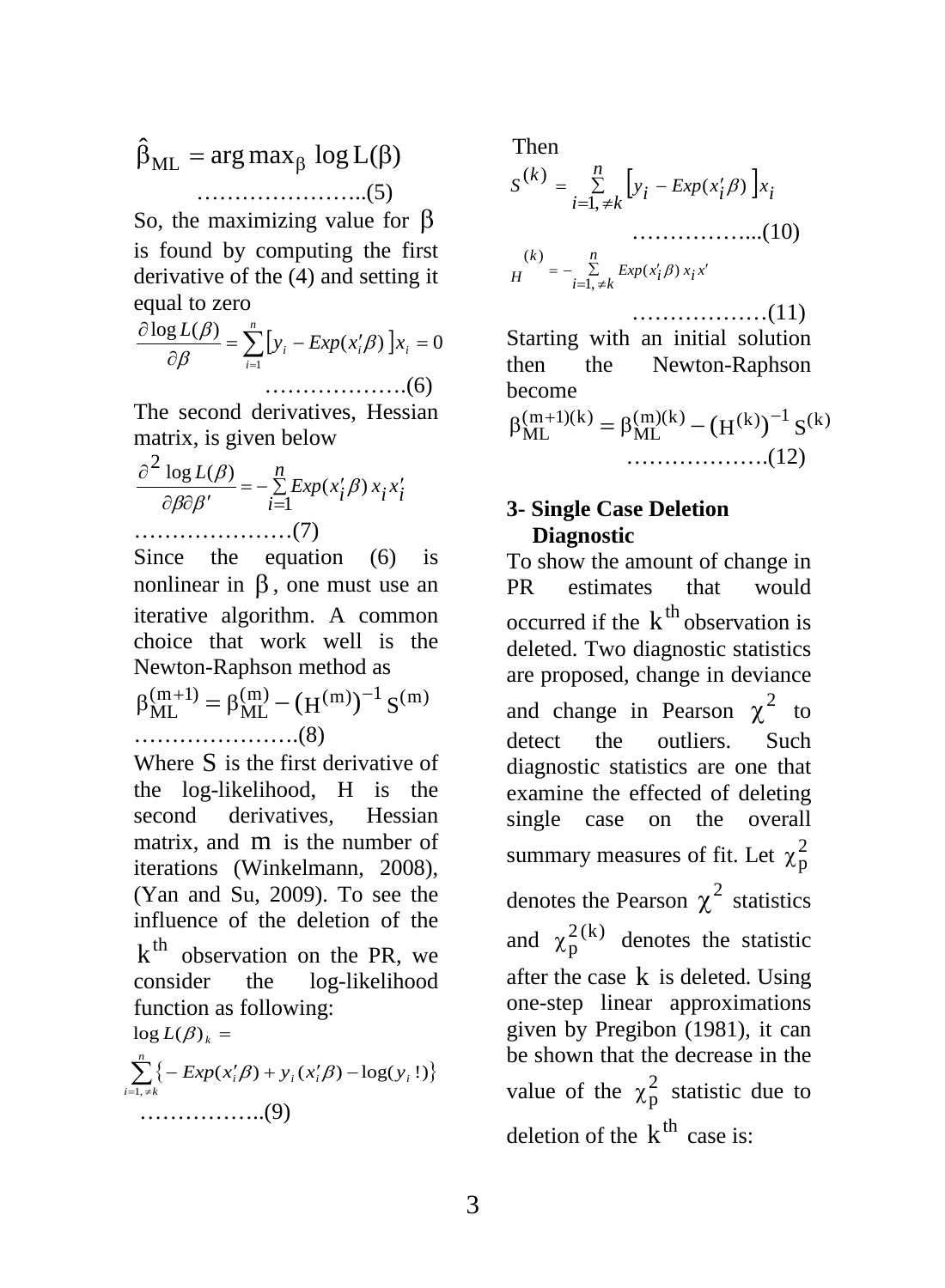$$\hat{\beta}_{ML} = \arg\max_{\beta} \log L(\beta) \quad \text{……………………..(5)}$$

So, the maximizing value for $\beta$ is found by computing the first derivative of the (4) and setting it equal to zero

$$\frac{\partial \log L(\beta)}{\partial \beta} = \sum_{i=1}^{n} \left[ y_i - Exp(x_i'\beta) \right] x_i = 0 \quad \text{……………….(6)}$$

The second derivatives, Hessian matrix, is given below

$$\frac{\partial^2 \log L(\beta)}{\partial \beta \partial \beta'} = -\sum_{i=1}^{n} Exp(x_i'\beta)\, x_i x_i' \quad \text{…………………(7)}$$

Since the equation (6) is nonlinear in $\beta$, one must use an iterative algorithm. A common choice that work well is the Newton-Raphson method as

$$\beta_{ML}^{(m+1)} = \beta_{ML}^{(m)} - (H^{(m)})^{-1} S^{(m)} \quad \text{………………….(8)}$$

Where $S$ is the first derivative of the log-likelihood, H is the second derivatives, Hessian matrix, and $m$ is the number of iterations (Winkelmann, 2008), (Yan and Su, 2009). To see the influence of the deletion of the $k^{th}$ observation on the PR, we consider the log-likelihood function as following:

$$\log L(\beta)_k = \sum_{i=1, \neq k}^{n} \left\{ -Exp(x_i'\beta) + y_i(x_i'\beta) - \log(y_i!) \right\} \quad \text{……………..(9)}$$

Then

$$S^{(k)} = \sum_{i=1, \neq k}^{n} \left[ y_i - Exp(x_i'\beta) \right] x_i \quad \text{……………...(10)}$$

$$H^{(k)} = -\sum_{i=1, \neq k}^{n} Exp(x_i'\beta)\, x_i x' \quad \text{………………(11)}$$

Starting with an initial solution then the Newton-Raphson become

$$\beta_{ML}^{(m+1)(k)} = \beta_{ML}^{(m)(k)} - (H^{(k)})^{-1} S^{(k)} \quad \text{……………….(12)}$$

## 3- Single Case Deletion Diagnostic

To show the amount of change in PR estimates that would occurred if the $k^{th}$ observation is deleted. Two diagnostic statistics are proposed, change in deviance and change in Pearson $\chi^2$ to detect the outliers. Such diagnostic statistics are one that examine the effected of deleting single case on the overall summary measures of fit. Let $\chi_p^2$ denotes the Pearson $\chi^2$ statistics and $\chi_p^{2(k)}$ denotes the statistic after the case $k$ is deleted. Using one-step linear approximations given by Pregibon (1981), it can be shown that the decrease in the value of the $\chi_p^2$ statistic due to deletion of the $k^{th}$ case is: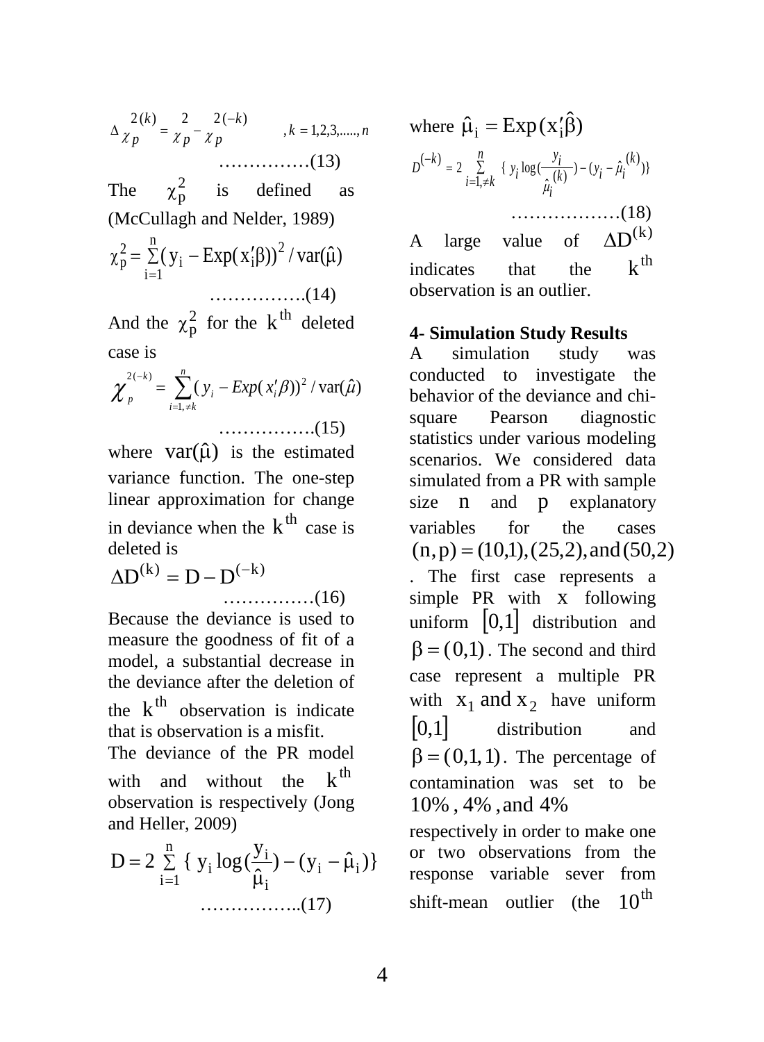$$\Delta \chi_p^{2(k)} = \chi_p^2 - \chi_p^{2(-k)} \qquad , k = 1,2,3,\ldots\ldots, n$$

……………(13)

The $\chi_p^2$ is defined as (McCullagh and Nelder, 1989)

$$\chi_p^2 = \sum_{i=1}^{n} (y_i - \text{Exp}(x_i'\beta))^2 / \text{var}(\hat{\mu})$$

…………….(14)

And the $\chi_p^2$ for the $k^{th}$ deleted case is

$$\chi_p^{2(-k)} = \sum_{i=1, \neq k}^{n} (y_i - Exp(x_i'\beta))^2 / \text{var}(\hat{\mu})$$

…………….(15)

where $\text{var}(\hat{\mu})$ is the estimated variance function. The one-step linear approximation for change in deviance when the $k^{th}$ case is deleted is

$$\Delta D^{(k)} = D - D^{(-k)}$$

……………(16)

Because the deviance is used to measure the goodness of fit of a model, a substantial decrease in the deviance after the deletion of the $k^{th}$ observation is indicate that is observation is a misfit.

The deviance of the PR model with and without the $k^{th}$ observation is respectively (Jong and Heller, 2009)

$$D = 2 \sum_{i=1}^{n} \{ y_i \log(\frac{y_i}{\hat{\mu}_i}) - (y_i - \hat{\mu}_i) \}$$

……………..(17)

where $\hat{\mu}_i = \text{Exp}(x_i'\hat{\beta})$

$$D^{(-k)} = 2 \sum_{i=1, \neq k}^{n} \{ y_i \log(\frac{y_i}{\hat{\mu}_i^{(k)}}) - (y_i - \hat{\mu}_i^{(k)}) \}$$

………………(18)

A large value of $\Delta D^{(k)}$ indicates that the $k^{th}$ observation is an outlier.

**4- Simulation Study Results**

A simulation study was conducted to investigate the behavior of the deviance and chi-square Pearson diagnostic statistics under various modeling scenarios. We considered data simulated from a PR with sample size $n$ and $p$ explanatory variables for the cases $(n, p) = (10,1), (25,2), \text{and} (50,2)$. The first case represents a simple PR with $x$ following uniform $[0,1]$ distribution and $\beta = (0,1)$. The second and third case represent a multiple PR with $x_1$ and $x_2$ have uniform $[0,1]$ distribution and $\beta = (0,1,1)$. The percentage of contamination was set to be $10\%$, $4\%$, and $4\%$ respectively in order to make one or two observations from the response variable sever from shift-mean outlier (the $10^{th}$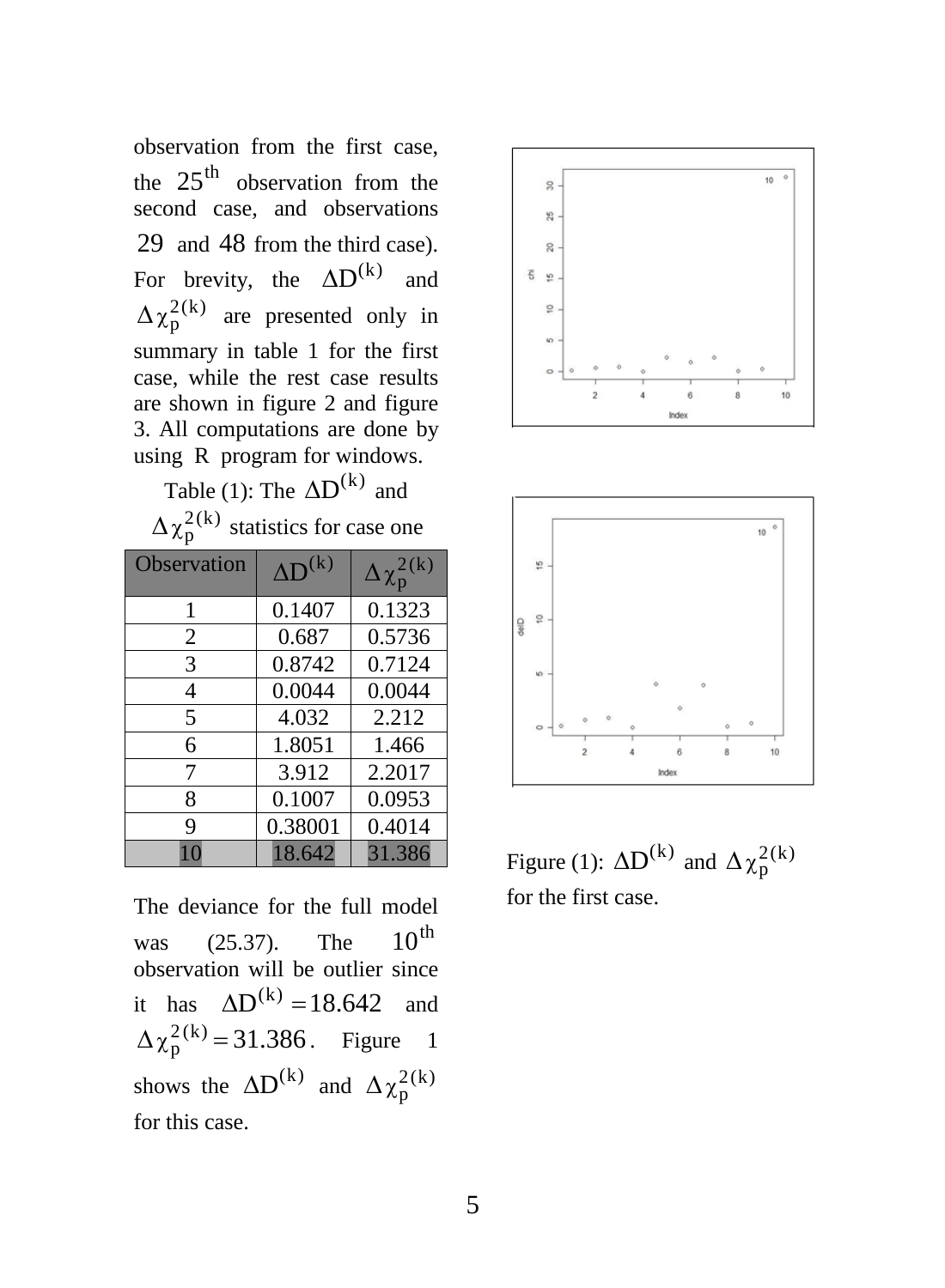observation from the first case, the $25^{th}$ observation from the second case, and observations $29$ and $48$ from the third case). For brevity, the $\Delta D^{(k)}$ and $\Delta\chi_p^{2(k)}$ are presented only in summary in table 1 for the first case, while the rest case results are shown in figure 2 and figure 3. All computations are done by using R program for windows.

Table (1): The $\Delta D^{(k)}$ and $\Delta\chi_p^{2(k)}$ statistics for case one

| Observation | $\Delta D^{(k)}$ | $\Delta\chi_p^{2(k)}$ |
|---|---|---|
| 1 | 0.1407 | 0.1323 |
| 2 | 0.687 | 0.5736 |
| 3 | 0.8742 | 0.7124 |
| 4 | 0.0044 | 0.0044 |
| 5 | 4.032 | 2.212 |
| 6 | 1.8051 | 1.466 |
| 7 | 3.912 | 2.2017 |
| 8 | 0.1007 | 0.0953 |
| 9 | 0.38001 | 0.4014 |
| 10 | 18.642 | 31.386 |

The deviance for the full model was (25.37). The $10^{th}$ observation will be outlier since it has $\Delta D^{(k)} = 18.642$ and $\Delta\chi_p^{2(k)} = 31.386$. Figure 1 shows the $\Delta D^{(k)}$ and $\Delta\chi_p^{2(k)}$ for this case.

Figure (1): $\Delta D^{(k)}$ and $\Delta\chi_p^{2(k)}$ for the first case.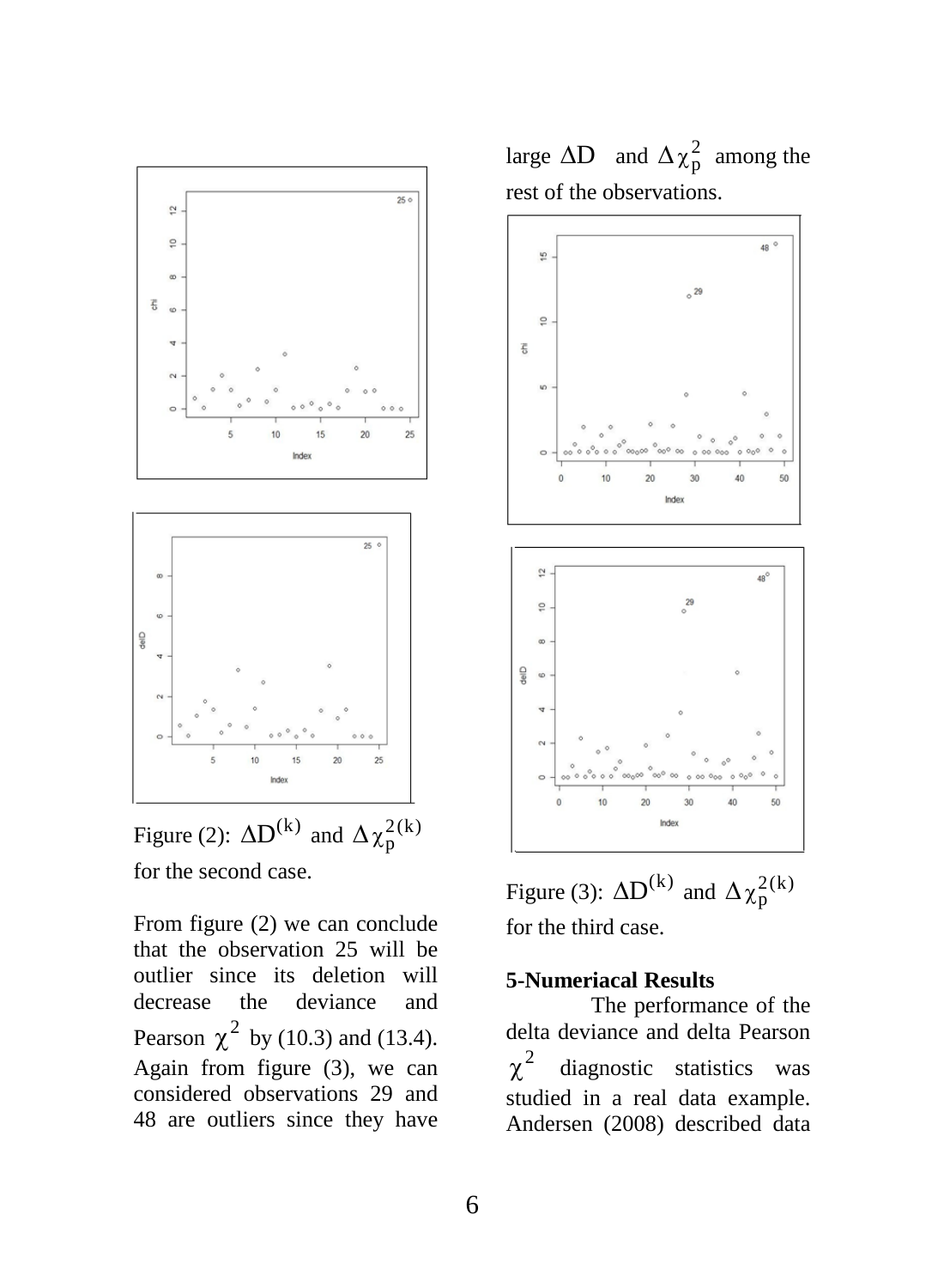Figure (2): $\Delta D^{(k)}$ and $\Delta\chi_p^{2(k)}$ for the second case.

From figure (2) we can conclude that the observation 25 will be outlier since its deletion will decrease the deviance and Pearson $\chi^2$ by (10.3) and (13.4). Again from figure (3), we can considered observations 29 and 48 are outliers since they have large $\Delta D$ and $\Delta\chi_p^2$ among the rest of the observations.

Figure (3): $\Delta D^{(k)}$ and $\Delta\chi_p^{2(k)}$ for the third case.

**5-Numeriacal Results**

The performance of the delta deviance and delta Pearson $\chi^2$ diagnostic statistics was studied in a real data example. Andersen (2008) described data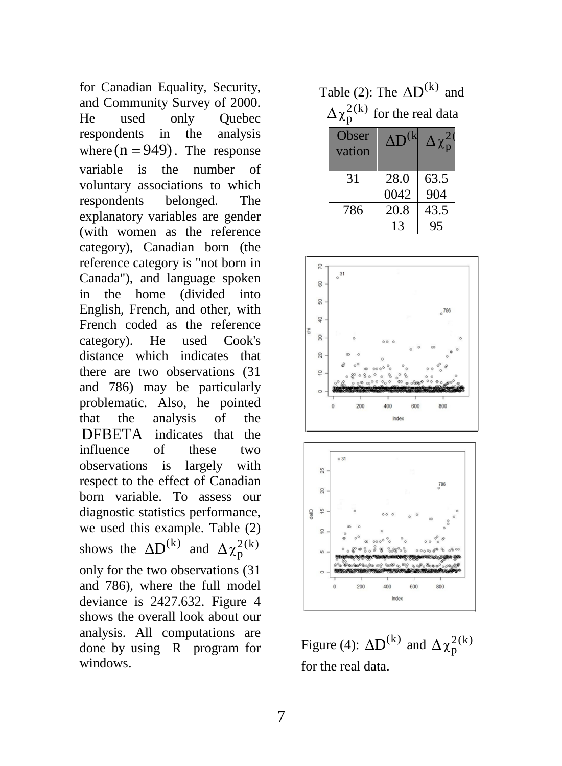for Canadian Equality, Security, and Community Survey of 2000. He used only Quebec respondents in the analysis where $(n = 949)$. The response variable is the number of voluntary associations to which respondents belonged. The explanatory variables are gender (with women as the reference category), Canadian born (the reference category is "not born in Canada"), and language spoken in the home (divided into English, French, and other, with French coded as the reference category). He used Cook's distance which indicates that there are two observations (31 and 786) may be particularly problematic. Also, he pointed that the analysis of the DFBETA indicates that the influence of these two observations is largely with respect to the effect of Canadian born variable. To assess our diagnostic statistics performance, we used this example. Table (2) shows the $\Delta D^{(k)}$ and $\Delta\chi_p^{2(k)}$ only for the two observations (31 and 786), where the full model deviance is 2427.632. Figure 4 shows the overall look about our analysis. All computations are done by using R program for windows.

Table (2): The $\Delta D^{(k)}$ and $\Delta\chi_p^{2(k)}$ for the real data

| Observation | $\Delta D^{(k)}$ | $\Delta\chi_p^{2(k)}$ |
|---|---|---|
| 31 | 28.00042 | 63.5904 |
| 786 | 20.813 | 43.595 |

Figure (4): $\Delta D^{(k)}$ and $\Delta\chi_p^{2(k)}$ for the real data.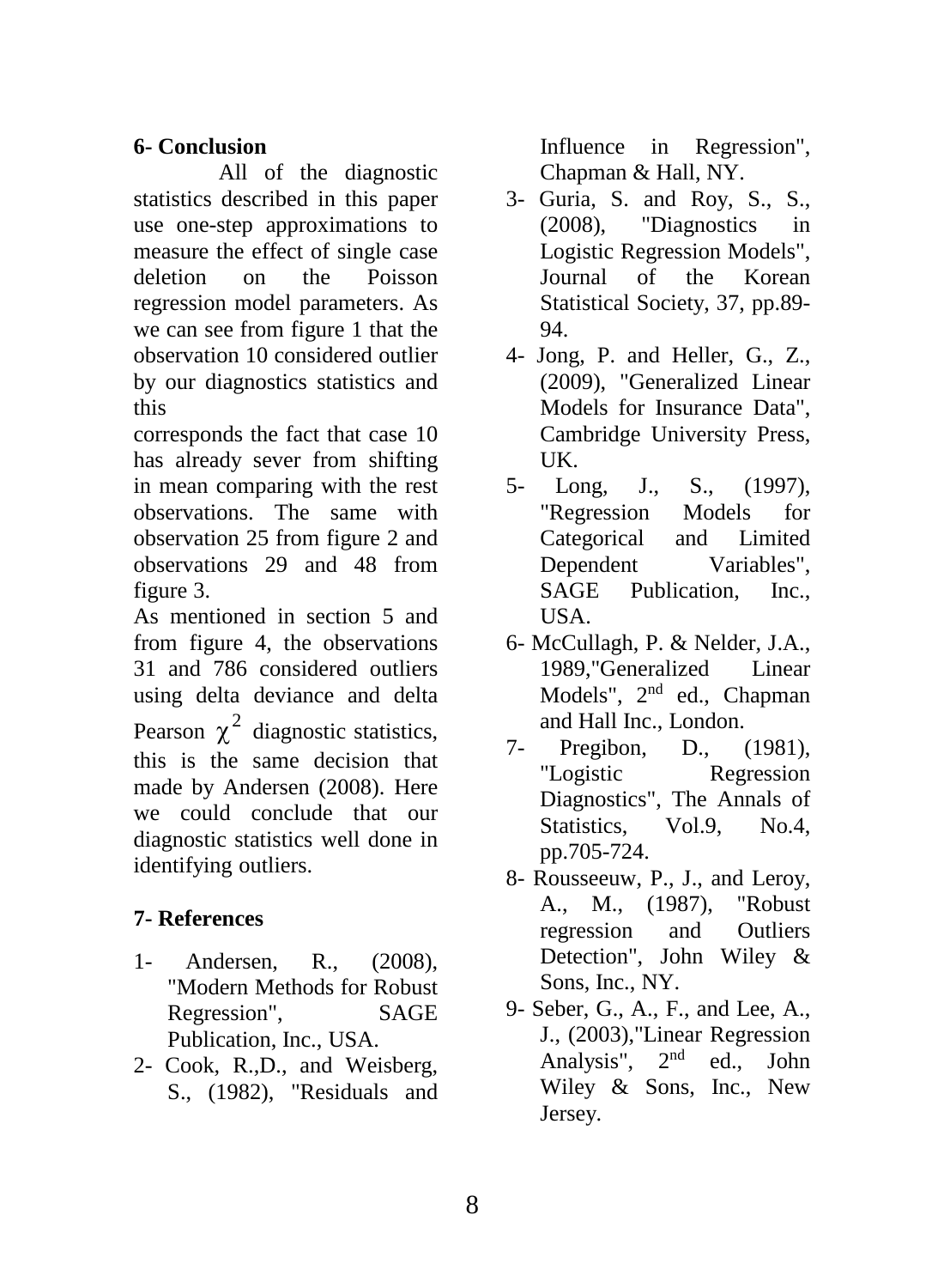## 6- Conclusion

All of the diagnostic statistics described in this paper use one-step approximations to measure the effect of single case deletion on the Poisson regression model parameters. As we can see from figure 1 that the observation 10 considered outlier by our diagnostics statistics and this corresponds the fact that case 10 has already sever from shifting in mean comparing with the rest observations. The same with observation 25 from figure 2 and observations 29 and 48 from figure 3.

As mentioned in section 5 and from figure 4, the observations 31 and 786 considered outliers using delta deviance and delta Pearson $\chi^2$ diagnostic statistics, this is the same decision that made by Andersen (2008). Here we could conclude that our diagnostic statistics well done in identifying outliers.

## 7- References

1- Andersen, R., (2008), "Modern Methods for Robust Regression", SAGE Publication, Inc., USA.

2- Cook, R.,D., and Weisberg, S., (1982), "Residuals and Influence in Regression", Chapman & Hall, NY.

3- Guria, S. and Roy, S., S., (2008), "Diagnostics in Logistic Regression Models", Journal of the Korean Statistical Society, 37, pp.89-94.

4- Jong, P. and Heller, G., Z., (2009), "Generalized Linear Models for Insurance Data", Cambridge University Press, UK.

5- Long, J., S., (1997), "Regression Models for Categorical and Limited Dependent Variables", SAGE Publication, Inc., USA.

6- McCullagh, P. & Nelder, J.A., 1989,"Generalized Linear Models", 2nd ed., Chapman and Hall Inc., London.

7- Pregibon, D., (1981), "Logistic Regression Diagnostics", The Annals of Statistics, Vol.9, No.4, pp.705-724.

8- Rousseeuw, P., J., and Leroy, A., M., (1987), "Robust regression and Outliers Detection", John Wiley & Sons, Inc., NY.

9- Seber, G., A., F., and Lee, A., J., (2003),"Linear Regression Analysis", 2nd ed., John Wiley & Sons, Inc., New Jersey.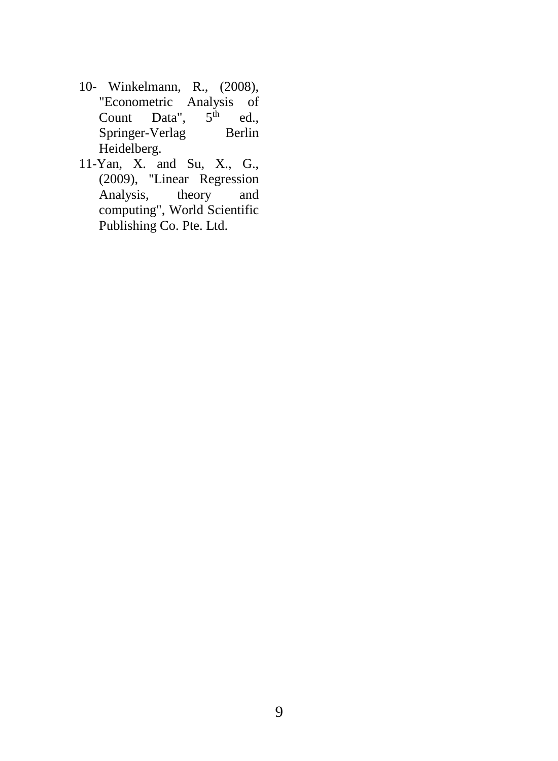10- Winkelmann, R., (2008), "Econometric Analysis of Count Data", 5th ed., Springer-Verlag Berlin Heidelberg.

11-Yan, X. and Su, X., G., (2009), "Linear Regression Analysis, theory and computing", World Scientific Publishing Co. Pte. Ltd.